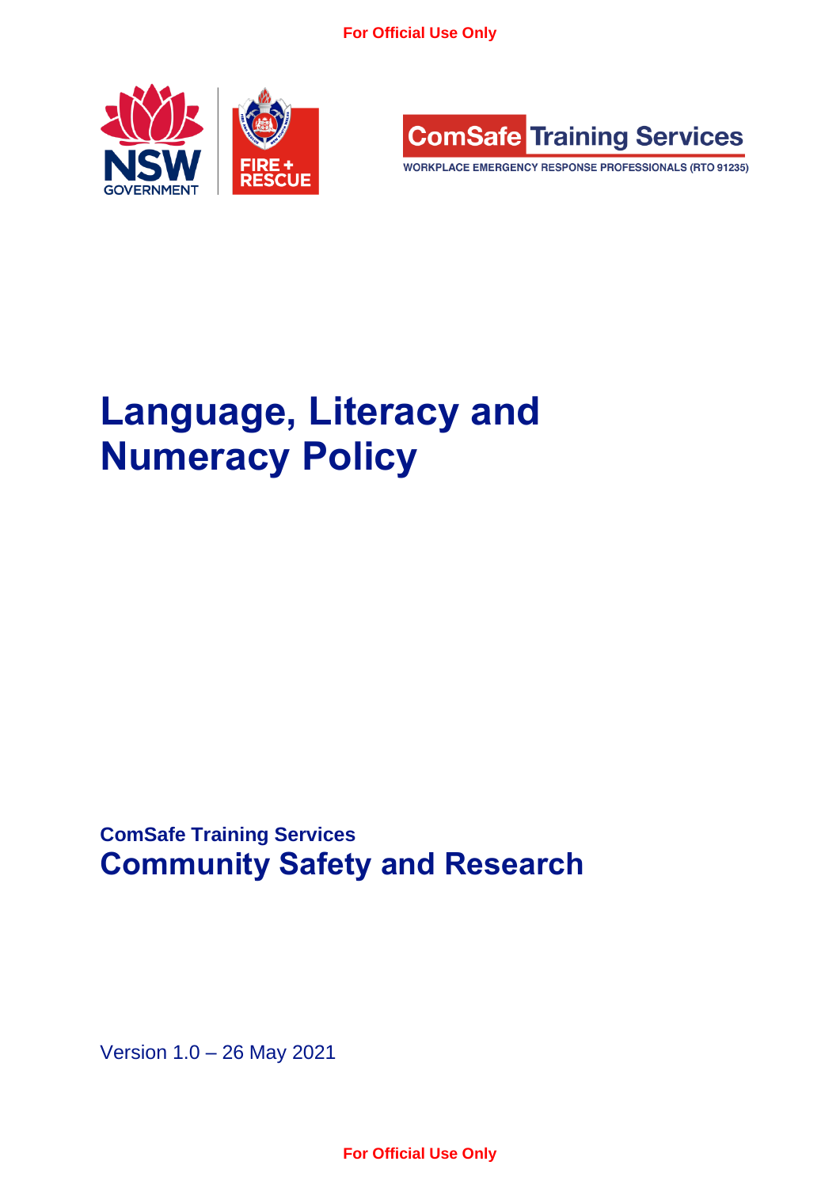For Official Use Only

ComSafe Training Services

WORKPLACE EMERGENCY RESPONSE PROFESSIONALS (RTO 91235)

# Language, Literacy and Numeracy Policy

**ComSafe Training Services**

## Community Safety and Research

Version 1.0 – 26 May 2021

For Official Use Only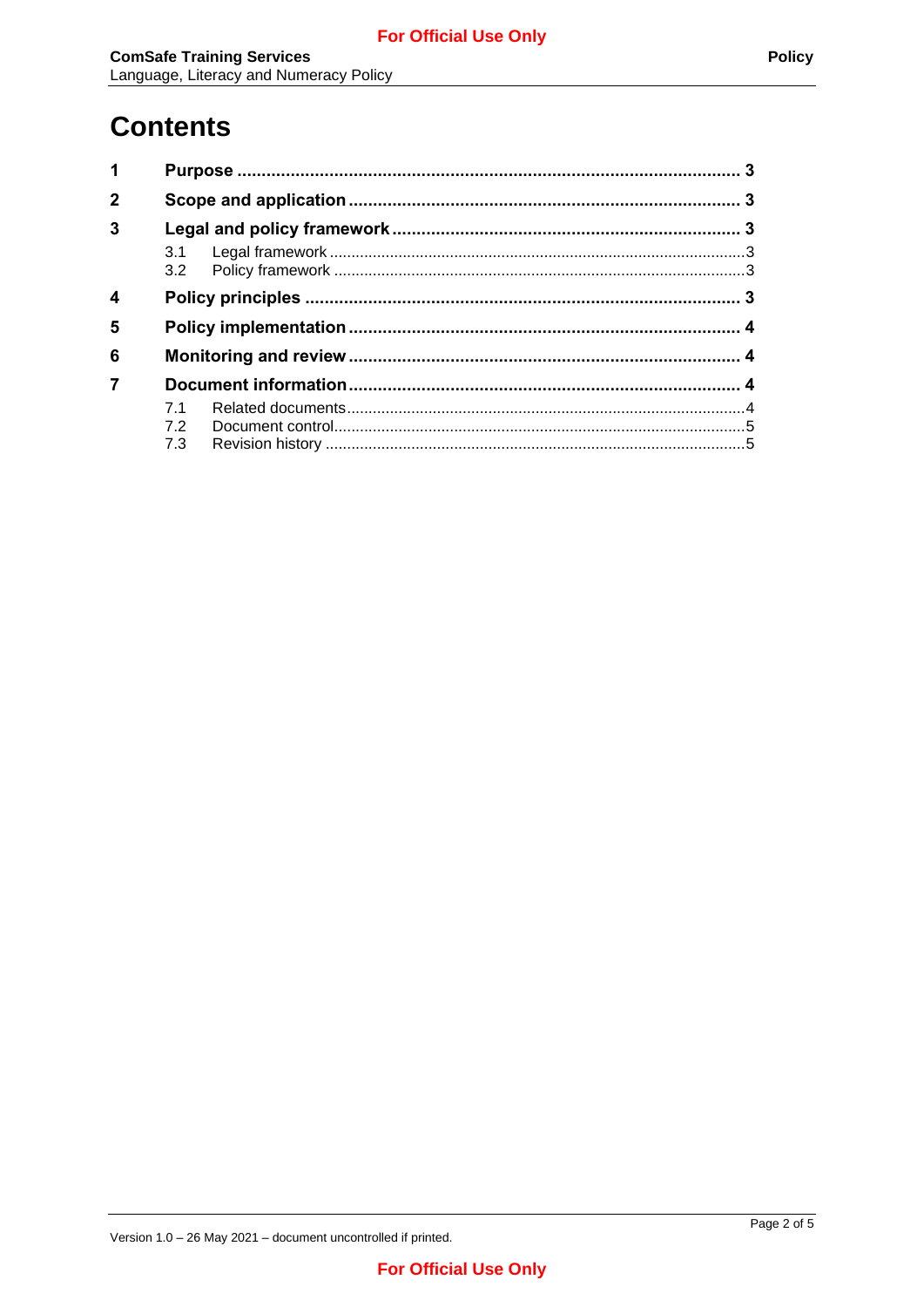# Contents

| | | |
|---|---|---|
| **1** | **Purpose** | **3** |
| **2** | **Scope and application** | **3** |
| **3** | **Legal and policy framework** | **3** |
| | 3.1 Legal framework | 3 |
| | 3.2 Policy framework | 3 |
| **4** | **Policy principles** | **3** |
| **5** | **Policy implementation** | **4** |
| **6** | **Monitoring and review** | **4** |
| **7** | **Document information** | **4** |
| | 7.1 Related documents | 4 |
| | 7.2 Document control | 5 |
| | 7.3 Revision history | 5 |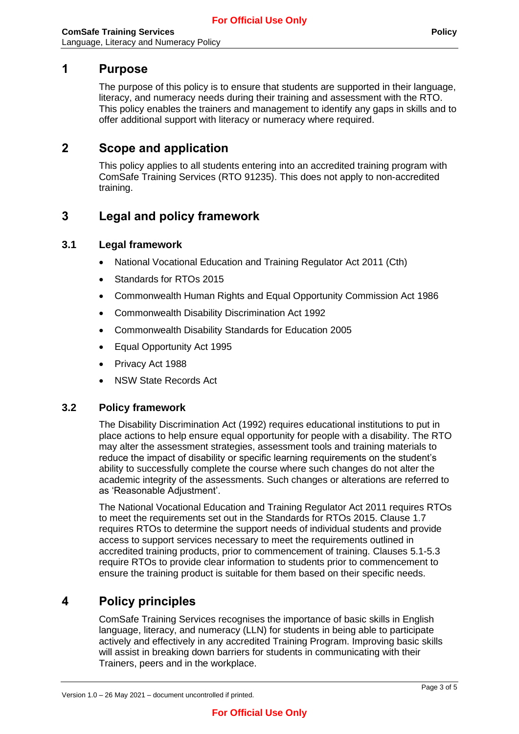# 1 Purpose

The purpose of this policy is to ensure that students are supported in their language, literacy, and numeracy needs during their training and assessment with the RTO. This policy enables the trainers and management to identify any gaps in skills and to offer additional support with literacy or numeracy where required.

# 2 Scope and application

This policy applies to all students entering into an accredited training program with ComSafe Training Services (RTO 91235). This does not apply to non-accredited training.

# 3 Legal and policy framework

## 3.1 Legal framework

- National Vocational Education and Training Regulator Act 2011 (Cth)
- Standards for RTOs 2015
- Commonwealth Human Rights and Equal Opportunity Commission Act 1986
- Commonwealth Disability Discrimination Act 1992
- Commonwealth Disability Standards for Education 2005
- Equal Opportunity Act 1995
- Privacy Act 1988
- NSW State Records Act

## 3.2 Policy framework

The Disability Discrimination Act (1992) requires educational institutions to put in place actions to help ensure equal opportunity for people with a disability. The RTO may alter the assessment strategies, assessment tools and training materials to reduce the impact of disability or specific learning requirements on the student's ability to successfully complete the course where such changes do not alter the academic integrity of the assessments. Such changes or alterations are referred to as 'Reasonable Adjustment'.

The National Vocational Education and Training Regulator Act 2011 requires RTOs to meet the requirements set out in the Standards for RTOs 2015. Clause 1.7 requires RTOs to determine the support needs of individual students and provide access to support services necessary to meet the requirements outlined in accredited training products, prior to commencement of training. Clauses 5.1-5.3 require RTOs to provide clear information to students prior to commencement to ensure the training product is suitable for them based on their specific needs.

# 4 Policy principles

ComSafe Training Services recognises the importance of basic skills in English language, literacy, and numeracy (LLN) for students in being able to participate actively and effectively in any accredited Training Program. Improving basic skills will assist in breaking down barriers for students in communicating with their Trainers, peers and in the workplace.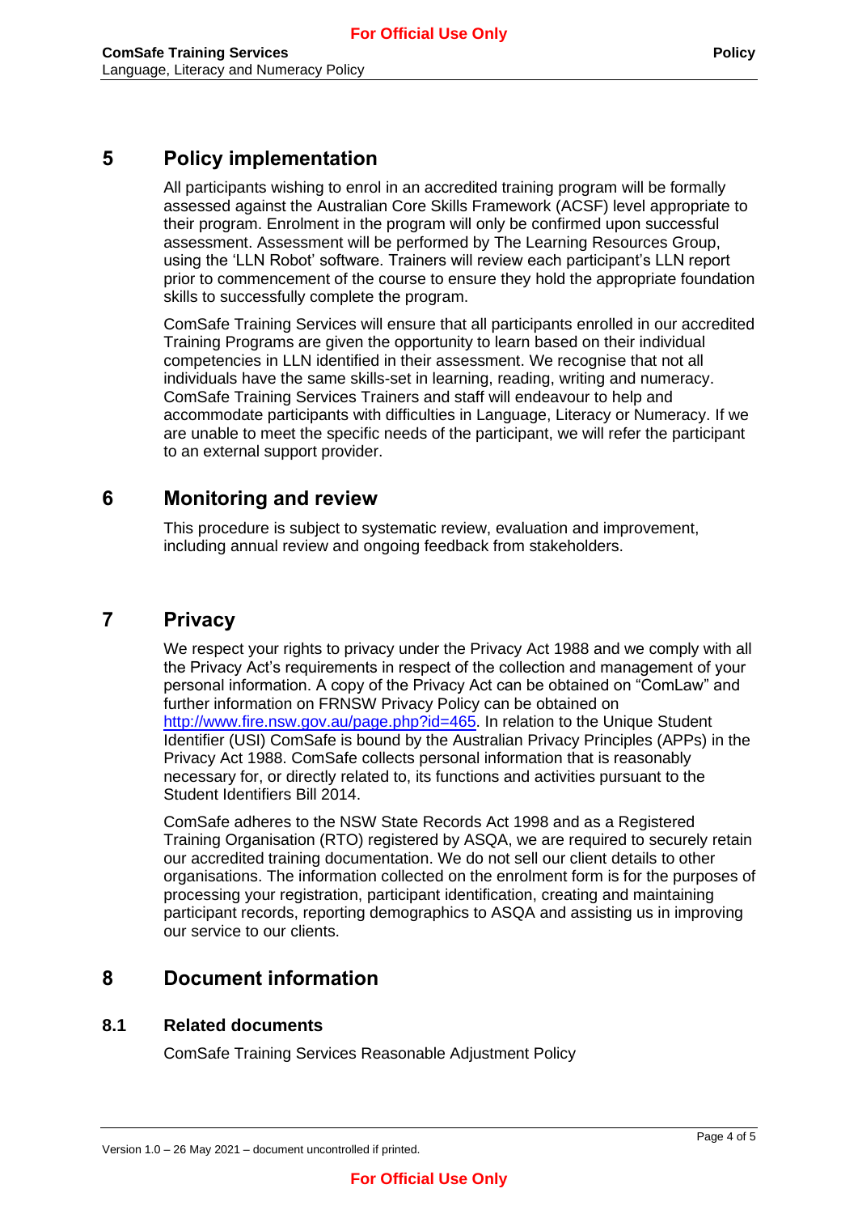## 5 Policy implementation

All participants wishing to enrol in an accredited training program will be formally assessed against the Australian Core Skills Framework (ACSF) level appropriate to their program. Enrolment in the program will only be confirmed upon successful assessment. Assessment will be performed by The Learning Resources Group, using the 'LLN Robot' software. Trainers will review each participant's LLN report prior to commencement of the course to ensure they hold the appropriate foundation skills to successfully complete the program.

ComSafe Training Services will ensure that all participants enrolled in our accredited Training Programs are given the opportunity to learn based on their individual competencies in LLN identified in their assessment. We recognise that not all individuals have the same skills-set in learning, reading, writing and numeracy. ComSafe Training Services Trainers and staff will endeavour to help and accommodate participants with difficulties in Language, Literacy or Numeracy. If we are unable to meet the specific needs of the participant, we will refer the participant to an external support provider.

## 6 Monitoring and review

This procedure is subject to systematic review, evaluation and improvement, including annual review and ongoing feedback from stakeholders.

## 7 Privacy

We respect your rights to privacy under the Privacy Act 1988 and we comply with all the Privacy Act's requirements in respect of the collection and management of your personal information. A copy of the Privacy Act can be obtained on "ComLaw" and further information on FRNSW Privacy Policy can be obtained on http://www.fire.nsw.gov.au/page.php?id=465. In relation to the Unique Student Identifier (USI) ComSafe is bound by the Australian Privacy Principles (APPs) in the Privacy Act 1988. ComSafe collects personal information that is reasonably necessary for, or directly related to, its functions and activities pursuant to the Student Identifiers Bill 2014.

ComSafe adheres to the NSW State Records Act 1998 and as a Registered Training Organisation (RTO) registered by ASQA, we are required to securely retain our accredited training documentation. We do not sell our client details to other organisations. The information collected on the enrolment form is for the purposes of processing your registration, participant identification, creating and maintaining participant records, reporting demographics to ASQA and assisting us in improving our service to our clients.

## 8 Document information

### 8.1 Related documents

ComSafe Training Services Reasonable Adjustment Policy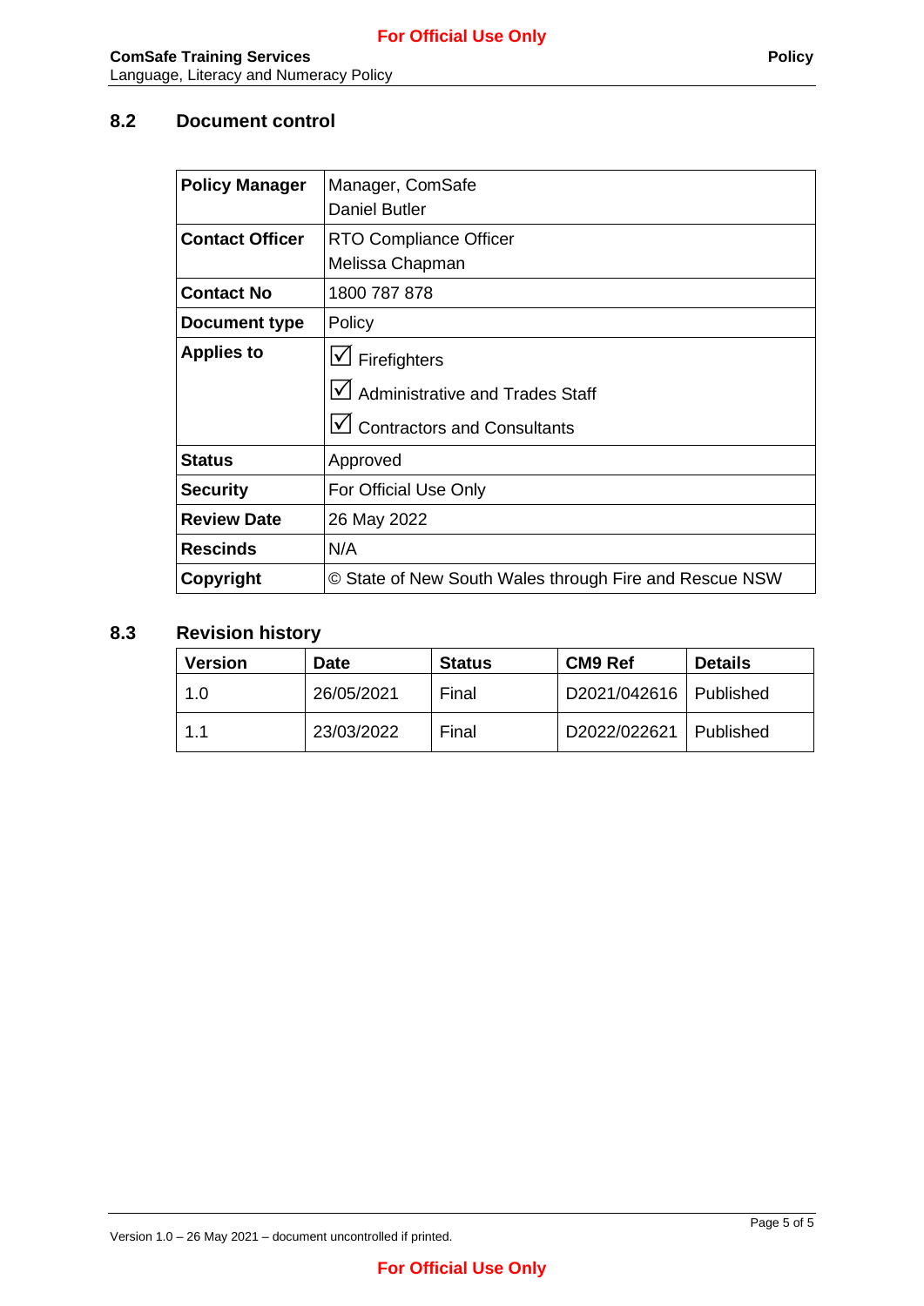## 8.2 Document control

| | |
|---|---|
| **Policy Manager** | Manager, ComSafe<br>Daniel Butler |
| **Contact Officer** | RTO Compliance Officer<br>Melissa Chapman |
| **Contact No** | 1800 787 878 |
| **Document type** | Policy |
| **Applies to** | ☑ Firefighters<br>☑ Administrative and Trades Staff<br>☑ Contractors and Consultants |
| **Status** | Approved |
| **Security** | For Official Use Only |
| **Review Date** | 26 May 2022 |
| **Rescinds** | N/A |
| **Copyright** | © State of New South Wales through Fire and Rescue NSW |

## 8.3 Revision history

| Version | Date | Status | CM9 Ref | Details |
|---|---|---|---|---|
| 1.0 | 26/05/2021 | Final | D2021/042616 | Published |
| 1.1 | 23/03/2022 | Final | D2022/022621 | Published |